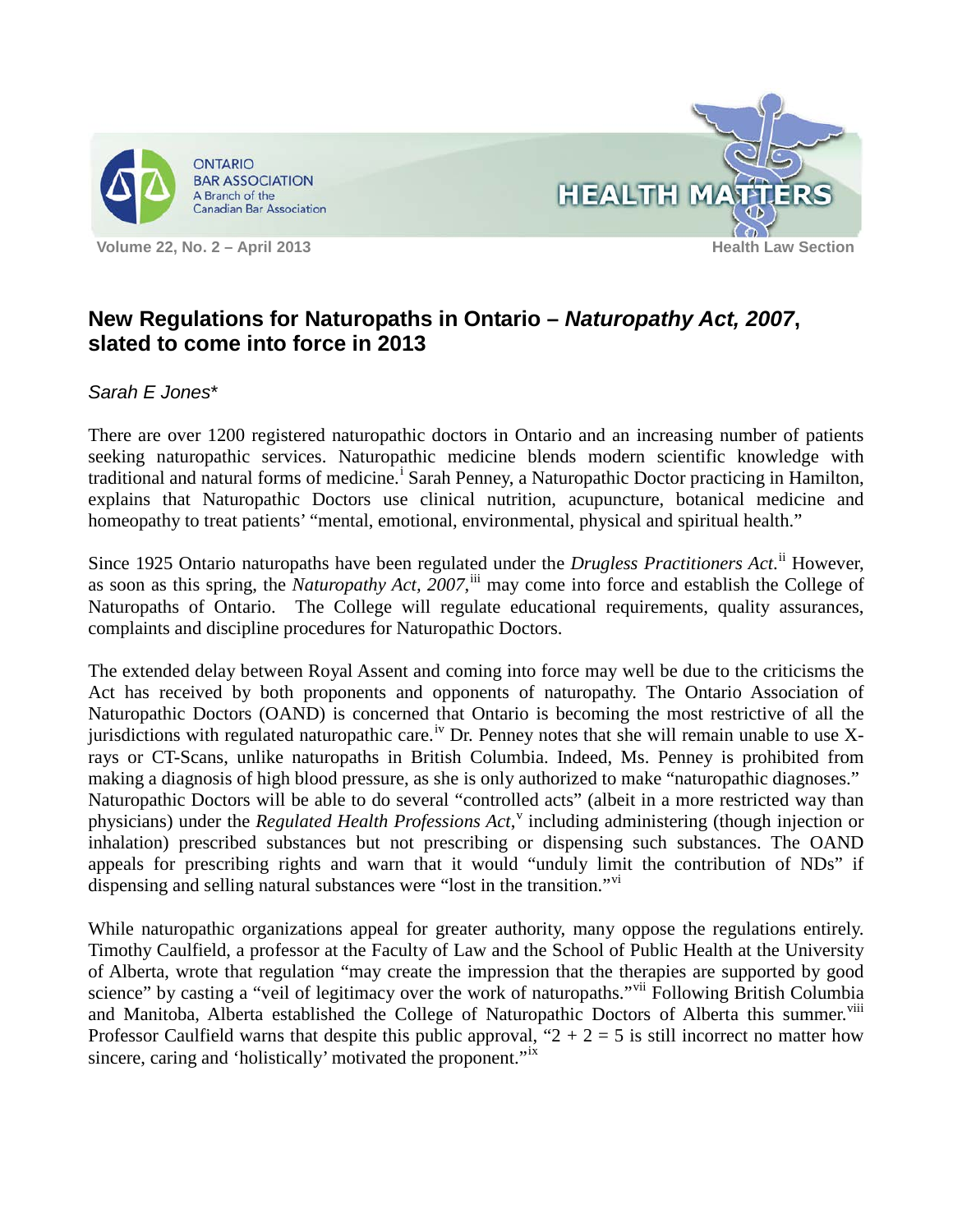# New Regulations for Naturopaths in Ontario – *Naturopathy Act, 2007*, slated to come into force in 2013

*Sarah E Jones**

There are over 1200 registered naturopathic doctors in Ontario and an increasing number of patients seeking naturopathic services. Naturopathic medicine blends modern scientific knowledge with traditional and natural forms of medicine.[i] Sarah Penney, a Naturopathic Doctor practicing in Hamilton, explains that Naturopathic Doctors use clinical nutrition, acupuncture, botanical medicine and homeopathy to treat patients' "mental, emotional, environmental, physical and spiritual health."

Since 1925 Ontario naturopaths have been regulated under the *Drugless Practitioners Act.*[ii] However, as soon as this spring, the *Naturopathy Act, 2007*,[iii] may come into force and establish the College of Naturopaths of Ontario. The College will regulate educational requirements, quality assurances, complaints and discipline procedures for Naturopathic Doctors.

The extended delay between Royal Assent and coming into force may well be due to the criticisms the Act has received by both proponents and opponents of naturopathy. The Ontario Association of Naturopathic Doctors (OAND) is concerned that Ontario is becoming the most restrictive of all the jurisdictions with regulated naturopathic care.[iv] Dr. Penney notes that she will remain unable to use X-rays or CT-Scans, unlike naturopaths in British Columbia. Indeed, Ms. Penney is prohibited from making a diagnosis of high blood pressure, as she is only authorized to make "naturopathic diagnoses." Naturopathic Doctors will be able to do several "controlled acts" (albeit in a more restricted way than physicians) under the *Regulated Health Professions Act*,[v] including administering (though injection or inhalation) prescribed substances but not prescribing or dispensing such substances. The OAND appeals for prescribing rights and warn that it would "unduly limit the contribution of NDs" if dispensing and selling natural substances were "lost in the transition."[vi]

While naturopathic organizations appeal for greater authority, many oppose the regulations entirely. Timothy Caulfield, a professor at the Faculty of Law and the School of Public Health at the University of Alberta, wrote that regulation "may create the impression that the therapies are supported by good science" by casting a "veil of legitimacy over the work of naturopaths."[vii] Following British Columbia and Manitoba, Alberta established the College of Naturopathic Doctors of Alberta this summer.[viii] Professor Caulfield warns that despite this public approval, "2 + 2 = 5 is still incorrect no matter how sincere, caring and 'holistically' motivated the proponent."[ix]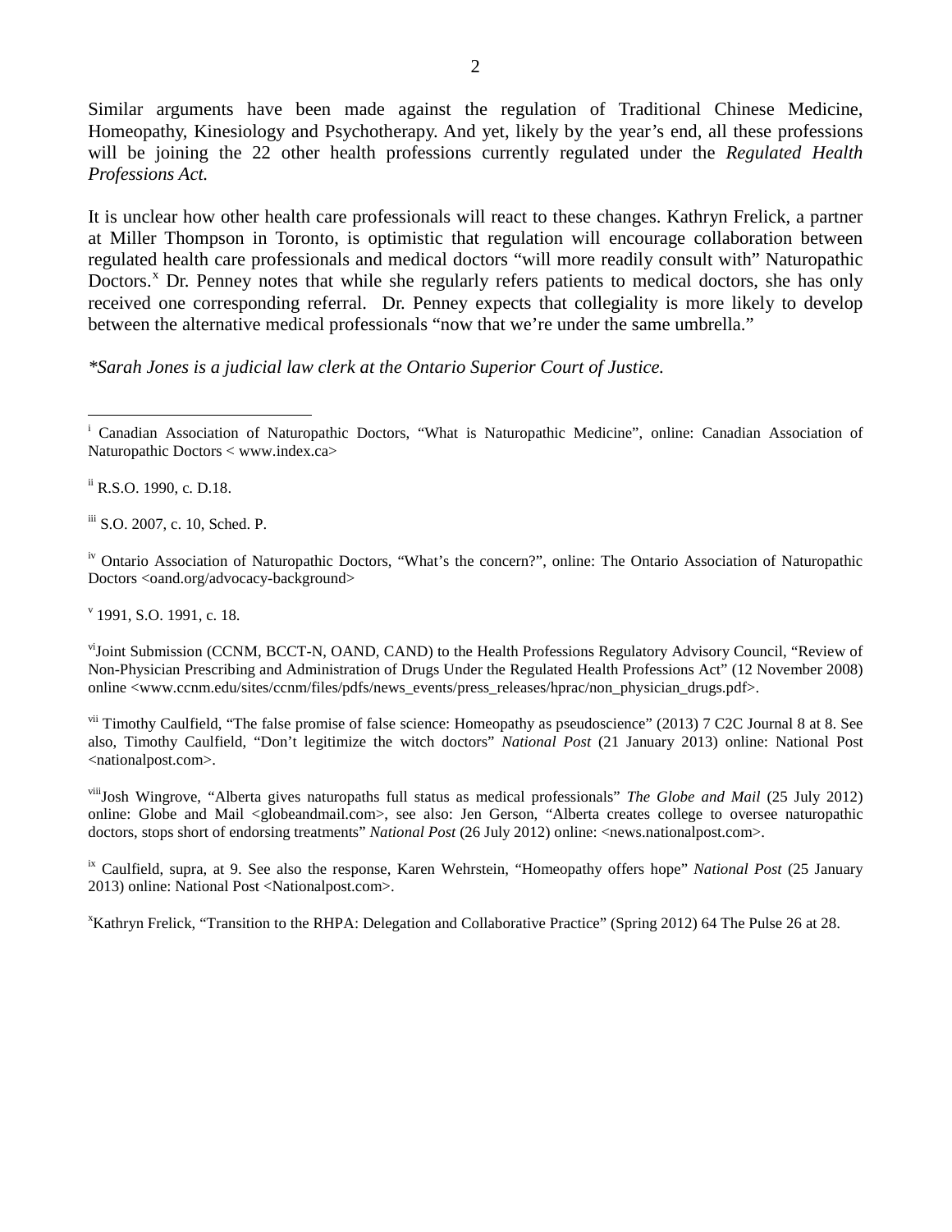Similar arguments have been made against the regulation of Traditional Chinese Medicine, Homeopathy, Kinesiology and Psychotherapy. And yet, likely by the year's end, all these professions will be joining the 22 other health professions currently regulated under the *Regulated Health Professions Act.*

It is unclear how other health care professionals will react to these changes. Kathryn Frelick, a partner at Miller Thompson in Toronto, is optimistic that regulation will encourage collaboration between regulated health care professionals and medical doctors "will more readily consult with" Naturopathic Doctors.[x] Dr. Penney notes that while she regularly refers patients to medical doctors, she has only received one corresponding referral. Dr. Penney expects that collegiality is more likely to develop between the alternative medical professionals "now that we're under the same umbrella."

*\*Sarah Jones is a judicial law clerk at the Ontario Superior Court of Justice.*

---

[i] Canadian Association of Naturopathic Doctors, "What is Naturopathic Medicine", online: Canadian Association of Naturopathic Doctors < www.index.ca>

[ii] R.S.O. 1990, c. D.18.

[iii] S.O. 2007, c. 10, Sched. P.

[iv] Ontario Association of Naturopathic Doctors, "What's the concern?", online: The Ontario Association of Naturopathic Doctors <oand.org/advocacy-background>

[v] 1991, S.O. 1991, c. 18.

[vi] Joint Submission (CCNM, BCCT-N, OAND, CAND) to the Health Professions Regulatory Advisory Council, "Review of Non-Physician Prescribing and Administration of Drugs Under the Regulated Health Professions Act" (12 November 2008) online <www.ccnm.edu/sites/ccnm/files/pdfs/news_events/press_releases/hprac/non_physician_drugs.pdf>.

[vii] Timothy Caulfield, "The false promise of false science: Homeopathy as pseudoscience" (2013) 7 C2C Journal 8 at 8. See also, Timothy Caulfield, "Don't legitimize the witch doctors" *National Post* (21 January 2013) online: National Post <nationalpost.com>.

[viii] Josh Wingrove, "Alberta gives naturopaths full status as medical professionals" *The Globe and Mail* (25 July 2012) online: Globe and Mail <globeandmail.com>, see also: Jen Gerson, "Alberta creates college to oversee naturopathic doctors, stops short of endorsing treatments" *National Post* (26 July 2012) online: <news.nationalpost.com>.

[ix] Caulfield, supra, at 9. See also the response, Karen Wehrstein, "Homeopathy offers hope" *National Post* (25 January 2013) online: National Post <Nationalpost.com>.

[x] Kathryn Frelick, "Transition to the RHPA: Delegation and Collaborative Practice" (Spring 2012) 64 The Pulse 26 at 28.